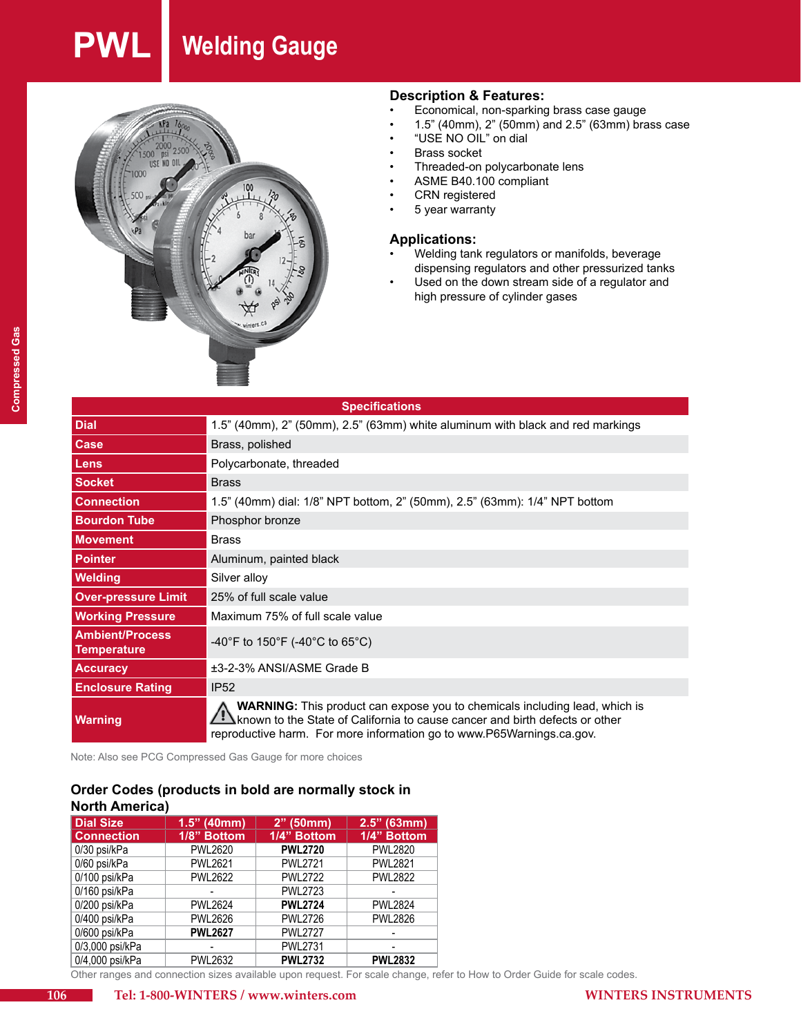# PWL Welding Gauge

## Description & Features:

- Economical, non-sparking brass case gauge
- 1.5” (40mm), 2” (50mm) and 2.5” (63mm) brass case
- “USE NO OIL” on dial
- Brass socket
- Threaded-on polycarbonate lens
- ASME B40.100 compliant
- CRN registered
- 5 year warranty

## Applications:

- Welding tank regulators or manifolds, beverage dispensing regulators and other pressurized tanks
- Used on the down stream side of a regulator and high pressure of cylinder gases

| Specifications | |
|---|---|
| **Dial** | 1.5” (40mm), 2” (50mm), 2.5” (63mm) white aluminum with black and red markings |
| **Case** | Brass, polished |
| **Lens** | Polycarbonate, threaded |
| **Socket** | Brass |
| **Connection** | 1.5” (40mm) dial: 1/8” NPT bottom, 2” (50mm), 2.5” (63mm): 1/4” NPT bottom |
| **Bourdon Tube** | Phosphor bronze |
| **Movement** | Brass |
| **Pointer** | Aluminum, painted black |
| **Welding** | Silver alloy |
| **Over-pressure Limit** | 25% of full scale value |
| **Working Pressure** | Maximum 75% of full scale value |
| **Ambient/Process Temperature** | -40°F to 150°F (-40°C to 65°C) |
| **Accuracy** | ±3-2-3% ANSI/ASME Grade B |
| **Enclosure Rating** | IP52 |
| **Warning** | **WARNING:** This product can expose you to chemicals including lead, which is known to the State of California to cause cancer and birth defects or other reproductive harm. For more information go to www.P65Warnings.ca.gov. |

Note: Also see PCG Compressed Gas Gauge for more choices

## Order Codes (products in bold are normally stock in North America)

| Dial Size | 1.5” (40mm) | 2” (50mm) | 2.5” (63mm) |
|---|---|---|---|
| **Connection** | **1/8” Bottom** | **1/4” Bottom** | **1/4” Bottom** |
| 0/30 psi/kPa | PWL2620 | **PWL2720** | PWL2820 |
| 0/60 psi/kPa | PWL2621 | PWL2721 | PWL2821 |
| 0/100 psi/kPa | PWL2622 | PWL2722 | PWL2822 |
| 0/160 psi/kPa | - | PWL2723 | - |
| 0/200 psi/kPa | PWL2624 | **PWL2724** | PWL2824 |
| 0/400 psi/kPa | PWL2626 | PWL2726 | PWL2826 |
| 0/600 psi/kPa | **PWL2627** | PWL2727 | - |
| 0/3,000 psi/kPa | - | PWL2731 | - |
| 0/4,000 psi/kPa | PWL2632 | **PWL2732** | **PWL2832** |

Other ranges and connection sizes available upon request. For scale change, refer to How to Order Guide for scale codes.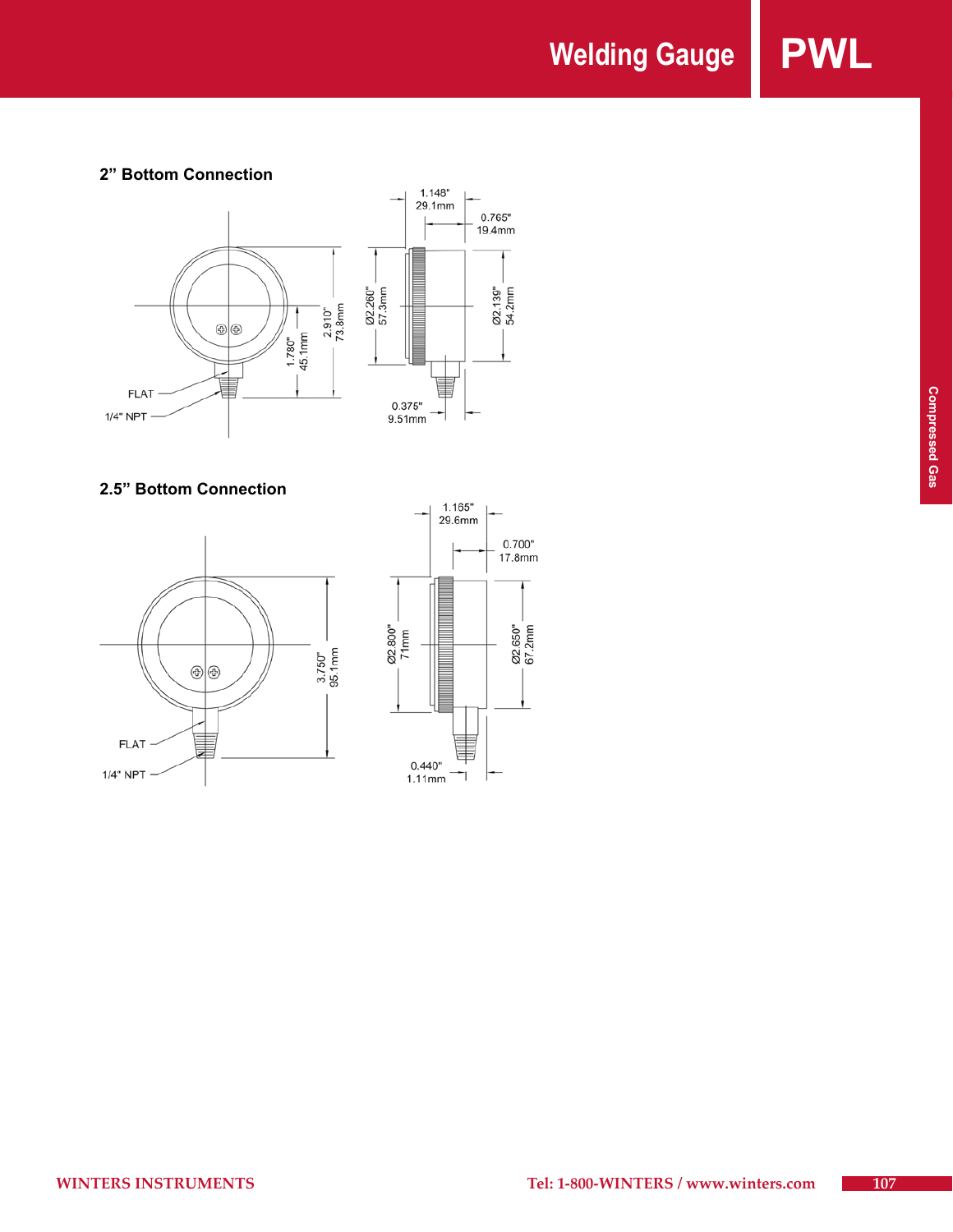## 2" Bottom Connection

1.148"
29.1mm

0.765"
19.4mm

Ø2.260"
57.3mm

Ø2.139"
54.2mm

1.780"
45.1mm

2.910"
73.8mm

FLAT

1/4" NPT

0.375"
9.51mm

## 2.5" Bottom Connection

1.165"
29.6mm

0.700"
17.8mm

Ø2.800"
71mm

Ø2.650"
67.2mm

3.750"
95.1mm

FLAT

1/4" NPT

0.440"
1.11mm